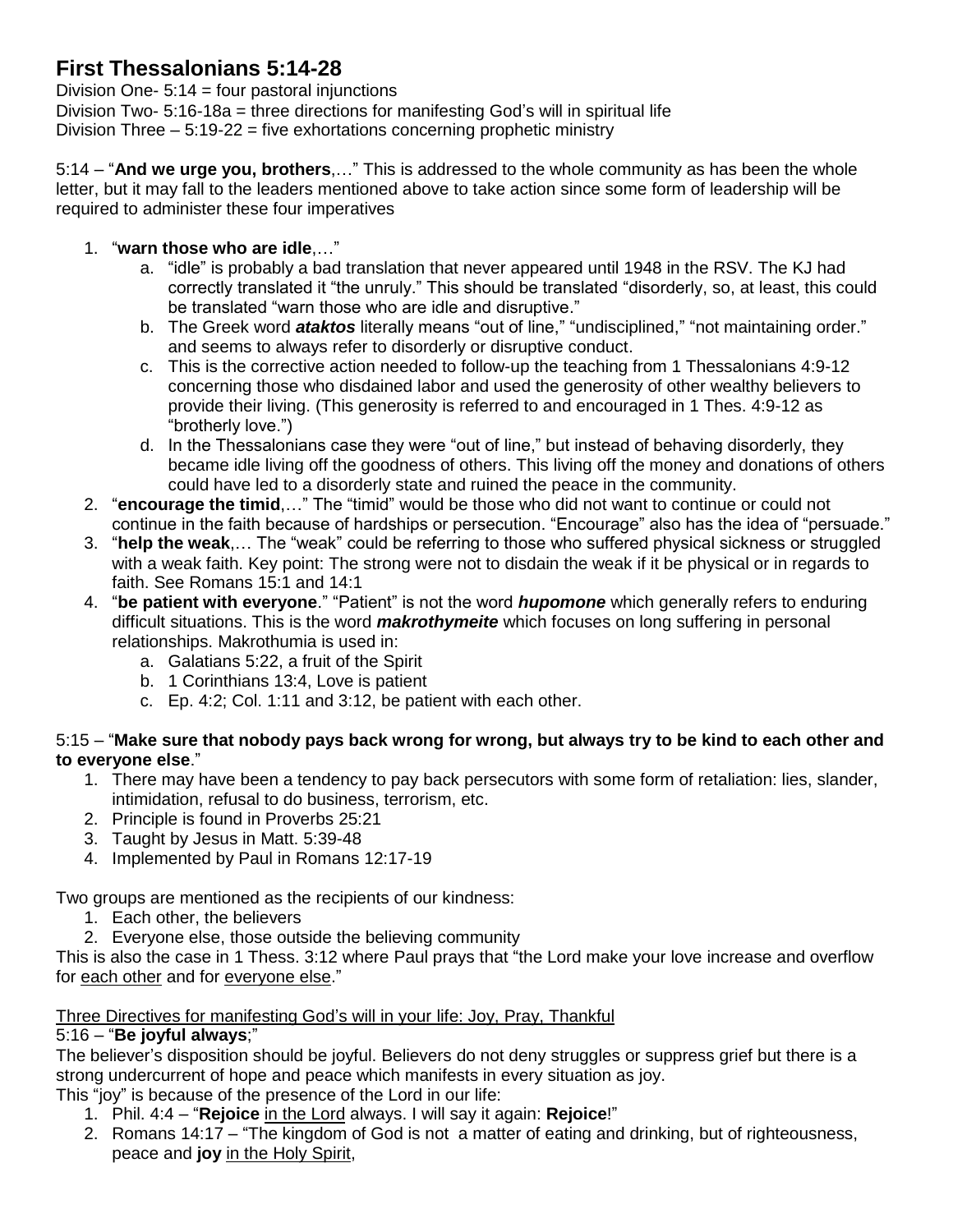# First Thessalonians 5:14-28

Division One- 5:14 = four pastoral injunctions
Division Two- 5:16-18a = three directions for manifesting God's will in spiritual life
Division Three – 5:19-22 = five exhortations concerning prophetic ministry

5:14 – "**And we urge you, brothers**,…" This is addressed to the whole community as has been the whole letter, but it may fall to the leaders mentioned above to take action since some form of leadership will be required to administer these four imperatives

1. "**warn those who are idle**,…"
   a. "idle" is probably a bad translation that never appeared until 1948 in the RSV. The KJ had correctly translated it "the unruly." This should be translated "disorderly, so, at least, this could be translated "warn those who are idle and disruptive."
   b. The Greek word ***ataktos*** literally means "out of line," "undisciplined," "not maintaining order." and seems to always refer to disorderly or disruptive conduct.
   c. This is the corrective action needed to follow-up the teaching from 1 Thessalonians 4:9-12 concerning those who disdained labor and used the generosity of other wealthy believers to provide their living. (This generosity is referred to and encouraged in 1 Thes. 4:9-12 as "brotherly love.")
   d. In the Thessalonians case they were "out of line," but instead of behaving disorderly, they became idle living off the goodness of others. This living off the money and donations of others could have led to a disorderly state and ruined the peace in the community.
2. "**encourage the timid**,…" The "timid" would be those who did not want to continue or could not continue in the faith because of hardships or persecution. "Encourage" also has the idea of "persuade."
3. "**help the weak**,… The "weak" could be referring to those who suffered physical sickness or struggled with a weak faith. Key point: The strong were not to disdain the weak if it be physical or in regards to faith. See Romans 15:1 and 14:1
4. "**be patient with everyone**." "Patient" is not the word ***hupomone*** which generally refers to enduring difficult situations. This is the word ***makrothymeite*** which focuses on long suffering in personal relationships. Makrothumia is used in:
   a. Galatians 5:22, a fruit of the Spirit
   b. 1 Corinthians 13:4, Love is patient
   c. Ep. 4:2; Col. 1:11 and 3:12, be patient with each other.

5:15 – "**Make sure that nobody pays back wrong for wrong, but always try to be kind to each other and to everyone else**."

1. There may have been a tendency to pay back persecutors with some form of retaliation: lies, slander, intimidation, refusal to do business, terrorism, etc.
2. Principle is found in Proverbs 25:21
3. Taught by Jesus in Matt. 5:39-48
4. Implemented by Paul in Romans 12:17-19

Two groups are mentioned as the recipients of our kindness:

1. Each other, the believers
2. Everyone else, those outside the believing community

This is also the case in 1 Thess. 3:12 where Paul prays that "the Lord make your love increase and overflow for <u>each other</u> and for <u>everyone else</u>."

<u>Three Directives for manifesting God's will in your life: Joy, Pray, Thankful</u>

5:16 – "**Be joyful always**;"

The believer's disposition should be joyful. Believers do not deny struggles or suppress grief but there is a strong undercurrent of hope and peace which manifests in every situation as joy.

This "joy" is because of the presence of the Lord in our life:

1. Phil. 4:4 – "**Rejoice** <u>in the Lord</u> always. I will say it again: **Rejoice**!"
2. Romans 14:17 – "The kingdom of God is not a matter of eating and drinking, but of righteousness, peace and **joy** <u>in the Holy Spirit</u>,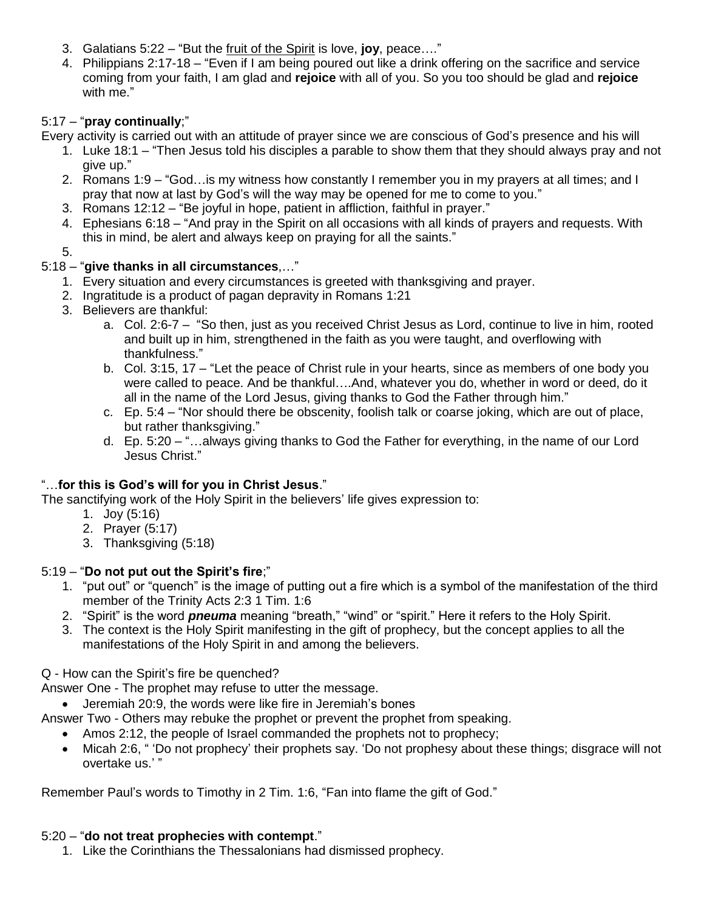3. Galatians 5:22 – "But the <u>fruit of the Spirit</u> is love, **joy**, peace…."
4. Philippians 2:17-18 – "Even if I am being poured out like a drink offering on the sacrifice and service coming from your faith, I am glad and **rejoice** with all of you. So you too should be glad and **rejoice** with me."

5:17 – "**pray continually**;"

Every activity is carried out with an attitude of prayer since we are conscious of God's presence and his will

1. Luke 18:1 – "Then Jesus told his disciples a parable to show them that they should always pray and not give up."
2. Romans 1:9 – "God…is my witness how constantly I remember you in my prayers at all times; and I pray that now at last by God's will the way may be opened for me to come to you."
3. Romans 12:12 – "Be joyful in hope, patient in affliction, faithful in prayer."
4. Ephesians 6:18 – "And pray in the Spirit on all occasions with all kinds of prayers and requests. With this in mind, be alert and always keep on praying for all the saints."
5.

5:18 – "**give thanks in all circumstances**,…"

1. Every situation and every circumstances is greeted with thanksgiving and prayer.
2. Ingratitude is a product of pagan depravity in Romans 1:21
3. Believers are thankful:
   a. Col. 2:6-7 – "So then, just as you received Christ Jesus as Lord, continue to live in him, rooted and built up in him, strengthened in the faith as you were taught, and overflowing with thankfulness."
   b. Col. 3:15, 17 – "Let the peace of Christ rule in your hearts, since as members of one body you were called to peace. And be thankful….And, whatever you do, whether in word or deed, do it all in the name of the Lord Jesus, giving thanks to God the Father through him."
   c. Ep. 5:4 – "Nor should there be obscenity, foolish talk or coarse joking, which are out of place, but rather thanksgiving."
   d. Ep. 5:20 – "…always giving thanks to God the Father for everything, in the name of our Lord Jesus Christ."

"…**for this is God's will for you in Christ Jesus**."

The sanctifying work of the Holy Spirit in the believers' life gives expression to:

1. Joy (5:16)
2. Prayer (5:17)
3. Thanksgiving (5:18)

5:19 – "**Do not put out the Spirit's fire**;"

1. "put out" or "quench" is the image of putting out a fire which is a symbol of the manifestation of the third member of the Trinity Acts 2:3 1 Tim. 1:6
2. "Spirit" is the word ***pneuma*** meaning "breath," "wind" or "spirit." Here it refers to the Holy Spirit.
3. The context is the Holy Spirit manifesting in the gift of prophecy, but the concept applies to all the manifestations of the Holy Spirit in and among the believers.

Q - How can the Spirit's fire be quenched?

Answer One - The prophet may refuse to utter the message.

- Jeremiah 20:9, the words were like fire in Jeremiah's bones

Answer Two - Others may rebuke the prophet or prevent the prophet from speaking.

- Amos 2:12, the people of Israel commanded the prophets not to prophecy;
- Micah 2:6, " 'Do not prophecy' their prophets say. 'Do not prophesy about these things; disgrace will not overtake us.' "

Remember Paul's words to Timothy in 2 Tim. 1:6, "Fan into flame the gift of God."

5:20 – "**do not treat prophecies with contempt**."

1. Like the Corinthians the Thessalonians had dismissed prophecy.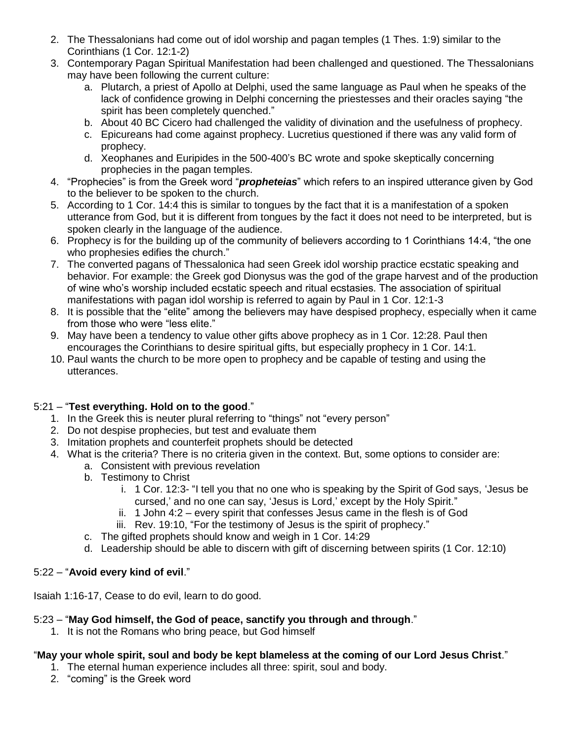2. The Thessalonians had come out of idol worship and pagan temples (1 Thes. 1:9) similar to the Corinthians (1 Cor. 12:1-2)
3. Contemporary Pagan Spiritual Manifestation had been challenged and questioned. The Thessalonians may have been following the current culture:
   a. Plutarch, a priest of Apollo at Delphi, used the same language as Paul when he speaks of the lack of confidence growing in Delphi concerning the priestesses and their oracles saying "the spirit has been completely quenched."
   b. About 40 BC Cicero had challenged the validity of divination and the usefulness of prophecy.
   c. Epicureans had come against prophecy. Lucretius questioned if there was any valid form of prophecy.
   d. Xeophanes and Euripides in the 500-400's BC wrote and spoke skeptically concerning prophecies in the pagan temples.
4. "Prophecies" is from the Greek word "***propheteias***" which refers to an inspired utterance given by God to the believer to be spoken to the church.
5. According to 1 Cor. 14:4 this is similar to tongues by the fact that it is a manifestation of a spoken utterance from God, but it is different from tongues by the fact it does not need to be interpreted, but is spoken clearly in the language of the audience.
6. Prophecy is for the building up of the community of believers according to 1 Corinthians 14:4, "the one who prophesies edifies the church."
7. The converted pagans of Thessalonica had seen Greek idol worship practice ecstatic speaking and behavior. For example: the Greek god Dionysus was the god of the grape harvest and of the production of wine who's worship included ecstatic speech and ritual ecstasies. The association of spiritual manifestations with pagan idol worship is referred to again by Paul in 1 Cor. 12:1-3
8. It is possible that the "elite" among the believers may have despised prophecy, especially when it came from those who were "less elite."
9. May have been a tendency to value other gifts above prophecy as in 1 Cor. 12:28. Paul then encourages the Corinthians to desire spiritual gifts, but especially prophecy in 1 Cor. 14:1.
10. Paul wants the church to be more open to prophecy and be capable of testing and using the utterances.

5:21 – "**Test everything. Hold on to the good**."

1. In the Greek this is neuter plural referring to "things" not "every person"
2. Do not despise prophecies, but test and evaluate them
3. Imitation prophets and counterfeit prophets should be detected
4. What is the criteria? There is no criteria given in the context. But, some options to consider are:
   a. Consistent with previous revelation
   b. Testimony to Christ
      i. 1 Cor. 12:3- "I tell you that no one who is speaking by the Spirit of God says, 'Jesus be cursed,' and no one can say, 'Jesus is Lord,' except by the Holy Spirit."
      ii. 1 John 4:2 – every spirit that confesses Jesus came in the flesh is of God
      iii. Rev. 19:10, "For the testimony of Jesus is the spirit of prophecy."
   c. The gifted prophets should know and weigh in 1 Cor. 14:29
   d. Leadership should be able to discern with gift of discerning between spirits (1 Cor. 12:10)

5:22 – "**Avoid every kind of evil**."

Isaiah 1:16-17, Cease to do evil, learn to do good.

5:23 – "**May God himself, the God of peace, sanctify you through and through**."

1. It is not the Romans who bring peace, but God himself

"**May your whole spirit, soul and body be kept blameless at the coming of our Lord Jesus Christ**."

1. The eternal human experience includes all three: spirit, soul and body.
2. "coming" is the Greek word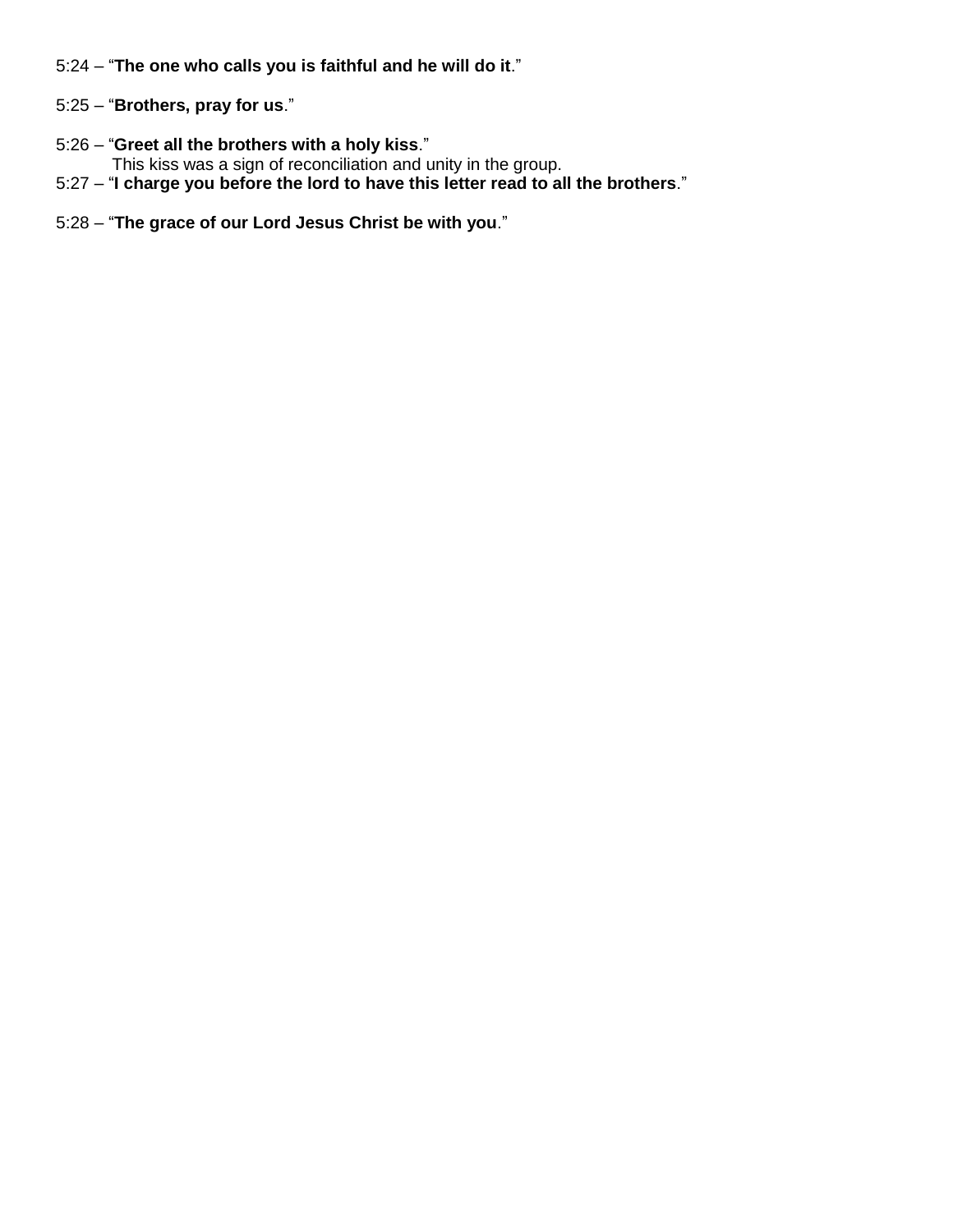5:24 – “**The one who calls you is faithful and he will do it**.”

5:25 – “**Brothers, pray for us**.”

5:26 – “**Greet all the brothers with a holy kiss**.”
This kiss was a sign of reconciliation and unity in the group.

5:27 – “**I charge you before the lord to have this letter read to all the brothers**.”

5:28 – “**The grace of our Lord Jesus Christ be with you**.”